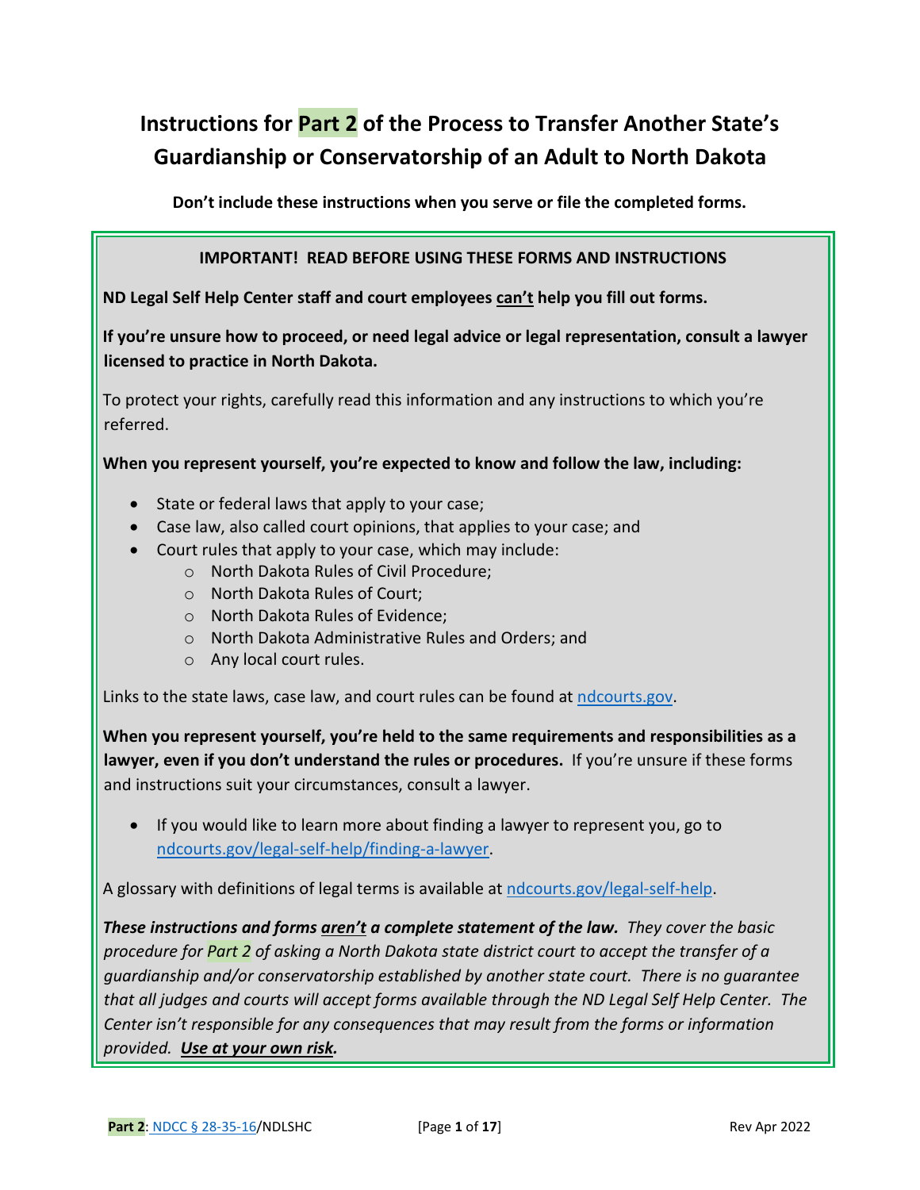# Instructions for Part 2 of the Process to Transfer Another State's Guardianship or Conservatorship of an Adult to North Dakota

**Don't include these instructions when you serve or file the completed forms.**

**IMPORTANT! READ BEFORE USING THESE FORMS AND INSTRUCTIONS**

**ND Legal Self Help Center staff and court employees can't help you fill out forms.**

**If you're unsure how to proceed, or need legal advice or legal representation, consult a lawyer licensed to practice in North Dakota.**

To protect your rights, carefully read this information and any instructions to which you're referred.

**When you represent yourself, you're expected to know and follow the law, including:**

- State or federal laws that apply to your case;
- Case law, also called court opinions, that applies to your case; and
- Court rules that apply to your case, which may include:
    - North Dakota Rules of Civil Procedure;
    - North Dakota Rules of Court;
    - North Dakota Rules of Evidence;
    - North Dakota Administrative Rules and Orders; and
    - Any local court rules.

Links to the state laws, case law, and court rules can be found at ndcourts.gov.

**When you represent yourself, you're held to the same requirements and responsibilities as a lawyer, even if you don't understand the rules or procedures.** If you're unsure if these forms and instructions suit your circumstances, consult a lawyer.

- If you would like to learn more about finding a lawyer to represent you, go to ndcourts.gov/legal-self-help/finding-a-lawyer.

A glossary with definitions of legal terms is available at ndcourts.gov/legal-self-help.

***These instructions and forms aren't a complete statement of the law.*** *They cover the basic procedure for Part 2 of asking a North Dakota state district court to accept the transfer of a guardianship and/or conservatorship established by another state court. There is no guarantee that all judges and courts will accept forms available through the ND Legal Self Help Center. The Center isn't responsible for any consequences that may result from the forms or information provided.* ***Use at your own risk.***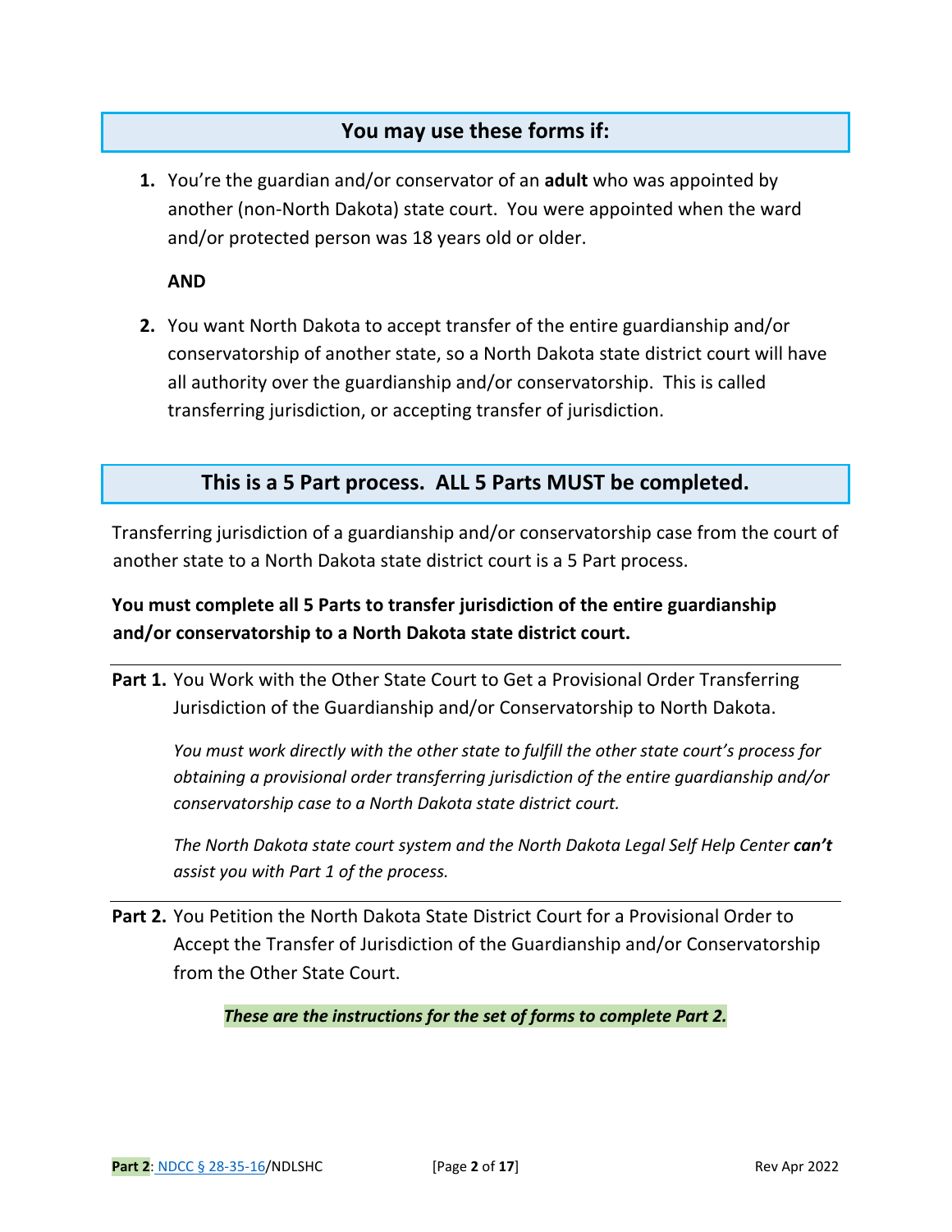## You may use these forms if:

1. You're the guardian and/or conservator of an **adult** who was appointed by another (non-North Dakota) state court. You were appointed when the ward and/or protected person was 18 years old or older.

   **AND**

2. You want North Dakota to accept transfer of the entire guardianship and/or conservatorship of another state, so a North Dakota state district court will have all authority over the guardianship and/or conservatorship. This is called transferring jurisdiction, or accepting transfer of jurisdiction.

## This is a 5 Part process. ALL 5 Parts MUST be completed.

Transferring jurisdiction of a guardianship and/or conservatorship case from the court of another state to a North Dakota state district court is a 5 Part process.

**You must complete all 5 Parts to transfer jurisdiction of the entire guardianship and/or conservatorship to a North Dakota state district court.**

---

**Part 1.** You Work with the Other State Court to Get a Provisional Order Transferring Jurisdiction of the Guardianship and/or Conservatorship to North Dakota.

*You must work directly with the other state to fulfill the other state court's process for obtaining a provisional order transferring jurisdiction of the entire guardianship and/or conservatorship case to a North Dakota state district court.*

*The North Dakota state court system and the North Dakota Legal Self Help Center **can't** assist you with Part 1 of the process.*

---

**Part 2.** You Petition the North Dakota State District Court for a Provisional Order to Accept the Transfer of Jurisdiction of the Guardianship and/or Conservatorship from the Other State Court.

***These are the instructions for the set of forms to complete Part 2.***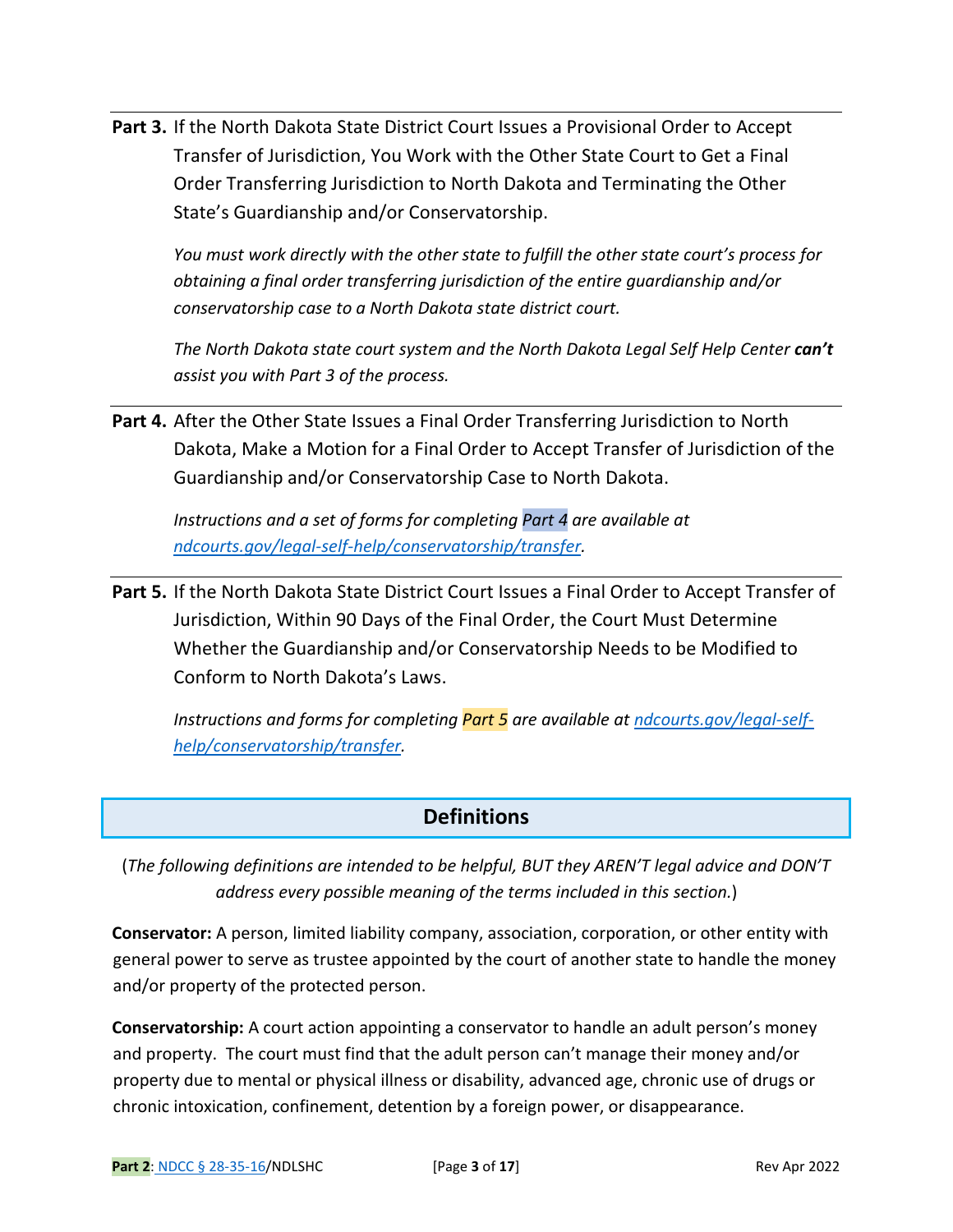**Part 3.** If the North Dakota State District Court Issues a Provisional Order to Accept Transfer of Jurisdiction, You Work with the Other State Court to Get a Final Order Transferring Jurisdiction to North Dakota and Terminating the Other State's Guardianship and/or Conservatorship.

*You must work directly with the other state to fulfill the other state court's process for obtaining a final order transferring jurisdiction of the entire guardianship and/or conservatorship case to a North Dakota state district court.*

*The North Dakota state court system and the North Dakota Legal Self Help Center* ***can't*** *assist you with Part 3 of the process.*

---

**Part 4.** After the Other State Issues a Final Order Transferring Jurisdiction to North Dakota, Make a Motion for a Final Order to Accept Transfer of Jurisdiction of the Guardianship and/or Conservatorship Case to North Dakota.

*Instructions and a set of forms for completing Part 4 are available at [ndcourts.gov/legal-self-help/conservatorship/transfer](ndcourts.gov/legal-self-help/conservatorship/transfer).*

---

**Part 5.** If the North Dakota State District Court Issues a Final Order to Accept Transfer of Jurisdiction, Within 90 Days of the Final Order, the Court Must Determine Whether the Guardianship and/or Conservatorship Needs to be Modified to Conform to North Dakota's Laws.

*Instructions and forms for completing Part 5 are available at [ndcourts.gov/legal-self-help/conservatorship/transfer](ndcourts.gov/legal-self-help/conservatorship/transfer).*

## Definitions

(*The following definitions are intended to be helpful, BUT they AREN'T legal advice and DON'T address every possible meaning of the terms included in this section.*)

**Conservator:** A person, limited liability company, association, corporation, or other entity with general power to serve as trustee appointed by the court of another state to handle the money and/or property of the protected person.

**Conservatorship:** A court action appointing a conservator to handle an adult person's money and property. The court must find that the adult person can't manage their money and/or property due to mental or physical illness or disability, advanced age, chronic use of drugs or chronic intoxication, confinement, detention by a foreign power, or disappearance.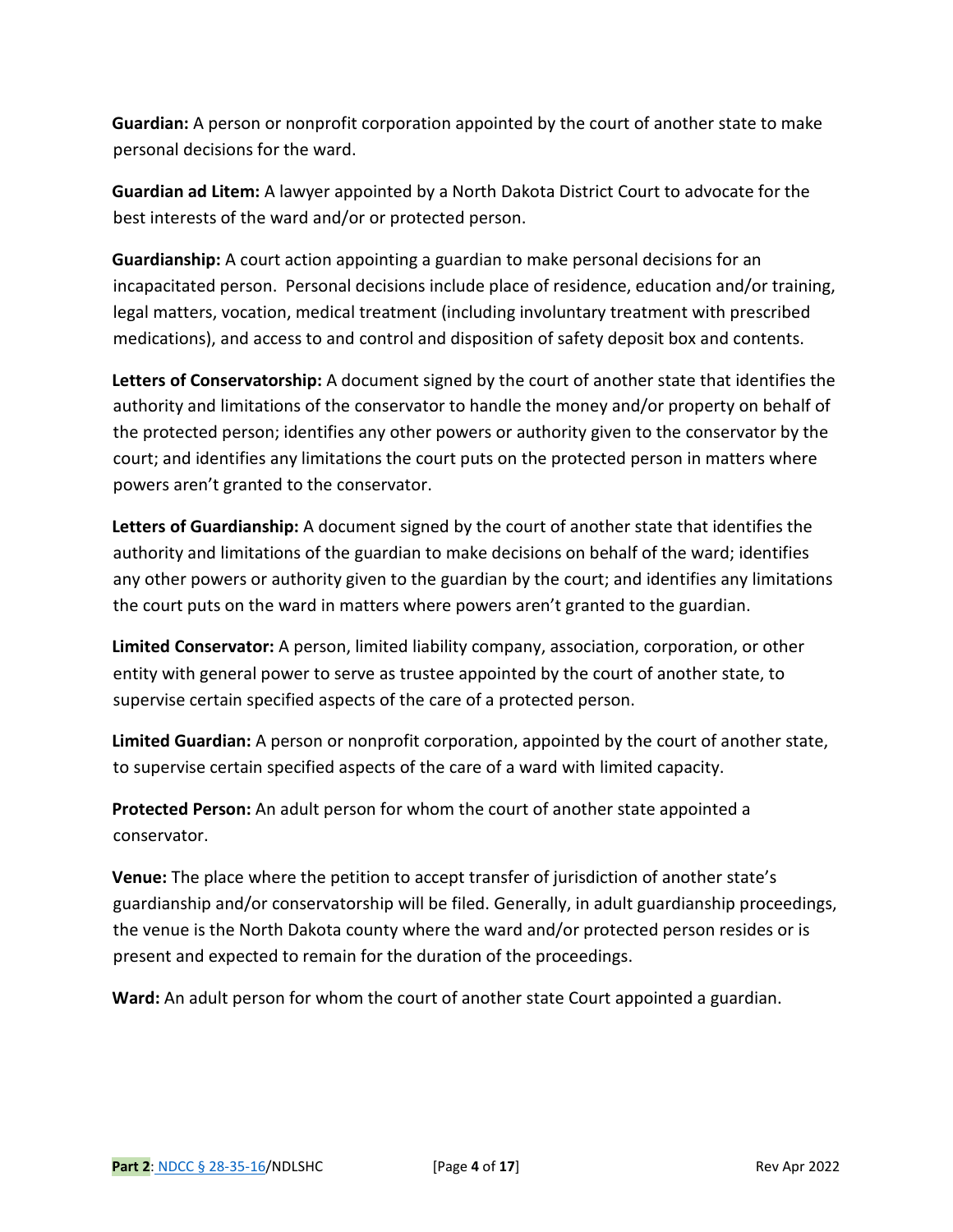**Guardian:** A person or nonprofit corporation appointed by the court of another state to make personal decisions for the ward.

**Guardian ad Litem:** A lawyer appointed by a North Dakota District Court to advocate for the best interests of the ward and/or or protected person.

**Guardianship:** A court action appointing a guardian to make personal decisions for an incapacitated person. Personal decisions include place of residence, education and/or training, legal matters, vocation, medical treatment (including involuntary treatment with prescribed medications), and access to and control and disposition of safety deposit box and contents.

**Letters of Conservatorship:** A document signed by the court of another state that identifies the authority and limitations of the conservator to handle the money and/or property on behalf of the protected person; identifies any other powers or authority given to the conservator by the court; and identifies any limitations the court puts on the protected person in matters where powers aren't granted to the conservator.

**Letters of Guardianship:** A document signed by the court of another state that identifies the authority and limitations of the guardian to make decisions on behalf of the ward; identifies any other powers or authority given to the guardian by the court; and identifies any limitations the court puts on the ward in matters where powers aren't granted to the guardian.

**Limited Conservator:** A person, limited liability company, association, corporation, or other entity with general power to serve as trustee appointed by the court of another state, to supervise certain specified aspects of the care of a protected person.

**Limited Guardian:** A person or nonprofit corporation, appointed by the court of another state, to supervise certain specified aspects of the care of a ward with limited capacity.

**Protected Person:** An adult person for whom the court of another state appointed a conservator.

**Venue:** The place where the petition to accept transfer of jurisdiction of another state's guardianship and/or conservatorship will be filed. Generally, in adult guardianship proceedings, the venue is the North Dakota county where the ward and/or protected person resides or is present and expected to remain for the duration of the proceedings.

**Ward:** An adult person for whom the court of another state Court appointed a guardian.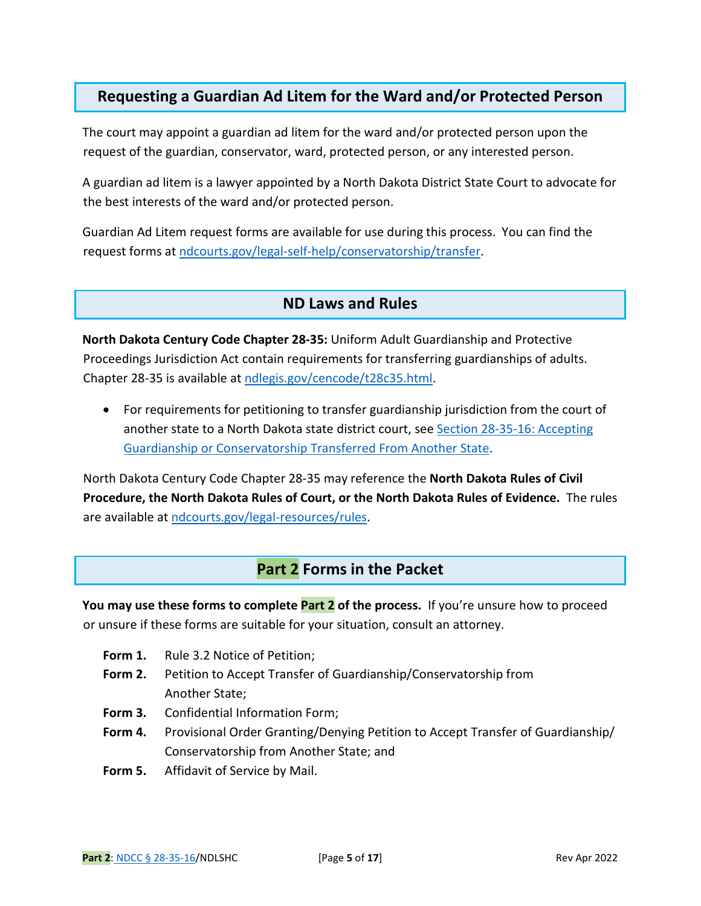## Requesting a Guardian Ad Litem for the Ward and/or Protected Person

The court may appoint a guardian ad litem for the ward and/or protected person upon the request of the guardian, conservator, ward, protected person, or any interested person.

A guardian ad litem is a lawyer appointed by a North Dakota District State Court to advocate for the best interests of the ward and/or protected person.

Guardian Ad Litem request forms are available for use during this process. You can find the request forms at ndcourts.gov/legal-self-help/conservatorship/transfer.

## ND Laws and Rules

**North Dakota Century Code Chapter 28-35:** Uniform Adult Guardianship and Protective Proceedings Jurisdiction Act contain requirements for transferring guardianships of adults. Chapter 28-35 is available at ndlegis.gov/cencode/t28c35.html.

- For requirements for petitioning to transfer guardianship jurisdiction from the court of another state to a North Dakota state district court, see Section 28-35-16: Accepting Guardianship or Conservatorship Transferred From Another State.

North Dakota Century Code Chapter 28-35 may reference the **North Dakota Rules of Civil Procedure, the North Dakota Rules of Court, or the North Dakota Rules of Evidence.** The rules are available at ndcourts.gov/legal-resources/rules.

## Part 2 Forms in the Packet

**You may use these forms to complete Part 2 of the process.** If you're unsure how to proceed or unsure if these forms are suitable for your situation, consult an attorney.

**Form 1.** Rule 3.2 Notice of Petition;
**Form 2.** Petition to Accept Transfer of Guardianship/Conservatorship from Another State;
**Form 3.** Confidential Information Form;
**Form 4.** Provisional Order Granting/Denying Petition to Accept Transfer of Guardianship/ Conservatorship from Another State; and
**Form 5.** Affidavit of Service by Mail.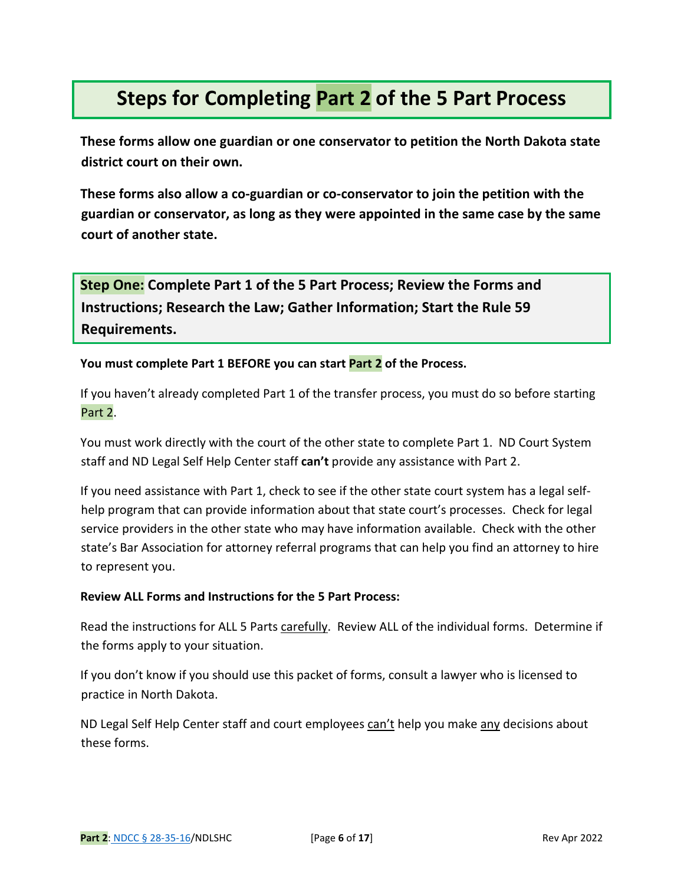# Steps for Completing Part 2 of the 5 Part Process

**These forms allow one guardian or one conservator to petition the North Dakota state district court on their own.**

**These forms also allow a co-guardian or co-conservator to join the petition with the guardian or conservator, as long as they were appointed in the same case by the same court of another state.**

## Step One: Complete Part 1 of the 5 Part Process; Review the Forms and Instructions; Research the Law; Gather Information; Start the Rule 59 Requirements.

**You must complete Part 1 BEFORE you can start Part 2 of the Process.**

If you haven't already completed Part 1 of the transfer process, you must do so before starting Part 2.

You must work directly with the court of the other state to complete Part 1. ND Court System staff and ND Legal Self Help Center staff **can't** provide any assistance with Part 2.

If you need assistance with Part 1, check to see if the other state court system has a legal self-help program that can provide information about that state court's processes. Check for legal service providers in the other state who may have information available. Check with the other state's Bar Association for attorney referral programs that can help you find an attorney to hire to represent you.

**Review ALL Forms and Instructions for the 5 Part Process:**

Read the instructions for ALL 5 Parts carefully. Review ALL of the individual forms. Determine if the forms apply to your situation.

If you don't know if you should use this packet of forms, consult a lawyer who is licensed to practice in North Dakota.

ND Legal Self Help Center staff and court employees can't help you make any decisions about these forms.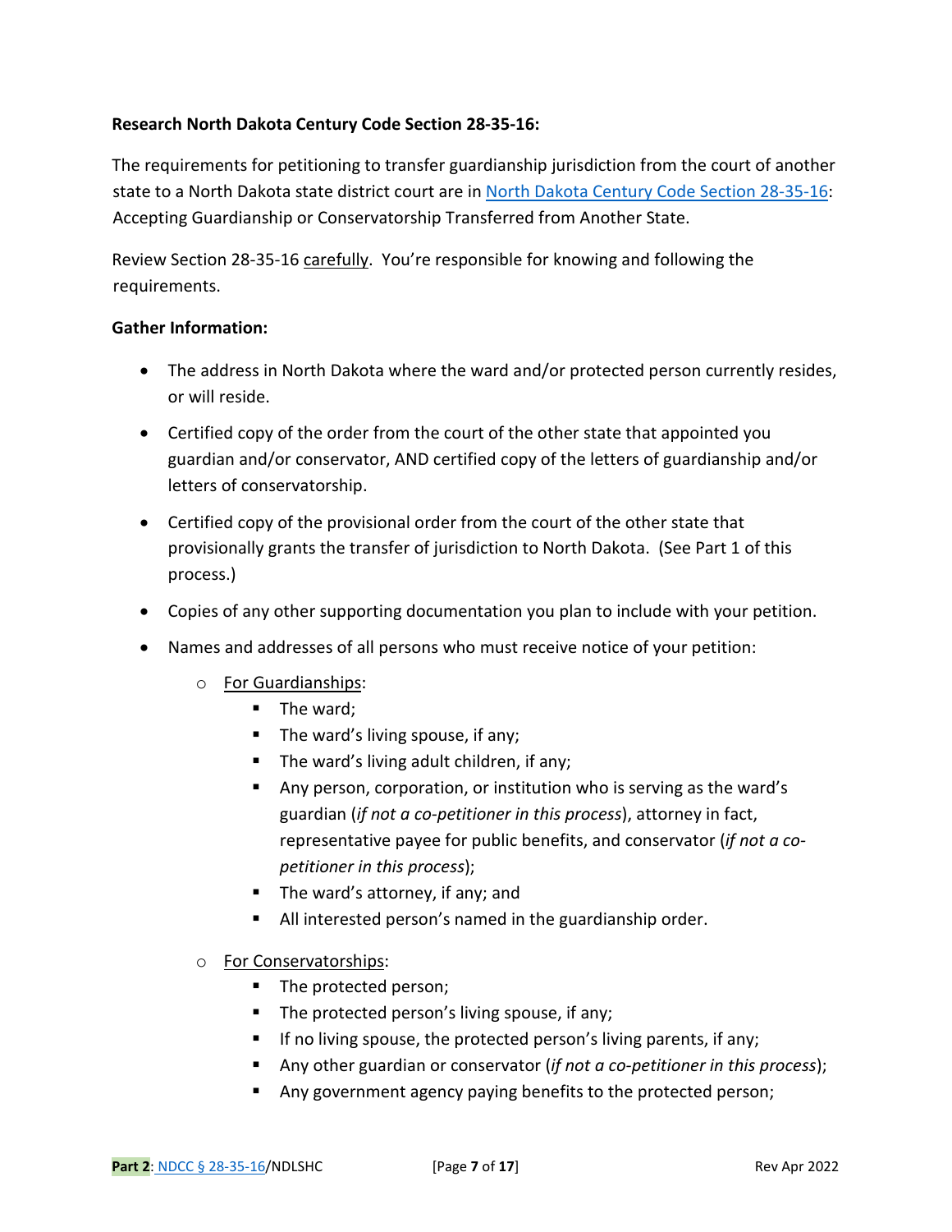**Research North Dakota Century Code Section 28-35-16:**

The requirements for petitioning to transfer guardianship jurisdiction from the court of another state to a North Dakota state district court are in [North Dakota Century Code Section 28-35-16](): Accepting Guardianship or Conservatorship Transferred from Another State.

Review Section 28-35-16 carefully. You're responsible for knowing and following the requirements.

**Gather Information:**

- The address in North Dakota where the ward and/or protected person currently resides, or will reside.
- Certified copy of the order from the court of the other state that appointed you guardian and/or conservator, AND certified copy of the letters of guardianship and/or letters of conservatorship.
- Certified copy of the provisional order from the court of the other state that provisionally grants the transfer of jurisdiction to North Dakota. (See Part 1 of this process.)
- Copies of any other supporting documentation you plan to include with your petition.
- Names and addresses of all persons who must receive notice of your petition:
  - For Guardianships:
    - The ward;
    - The ward's living spouse, if any;
    - The ward's living adult children, if any;
    - Any person, corporation, or institution who is serving as the ward's guardian (*if not a co-petitioner in this process*), attorney in fact, representative payee for public benefits, and conservator (*if not a co-petitioner in this process*);
    - The ward's attorney, if any; and
    - All interested person's named in the guardianship order.
  - For Conservatorships:
    - The protected person;
    - The protected person's living spouse, if any;
    - If no living spouse, the protected person's living parents, if any;
    - Any other guardian or conservator (*if not a co-petitioner in this process*);
    - Any government agency paying benefits to the protected person;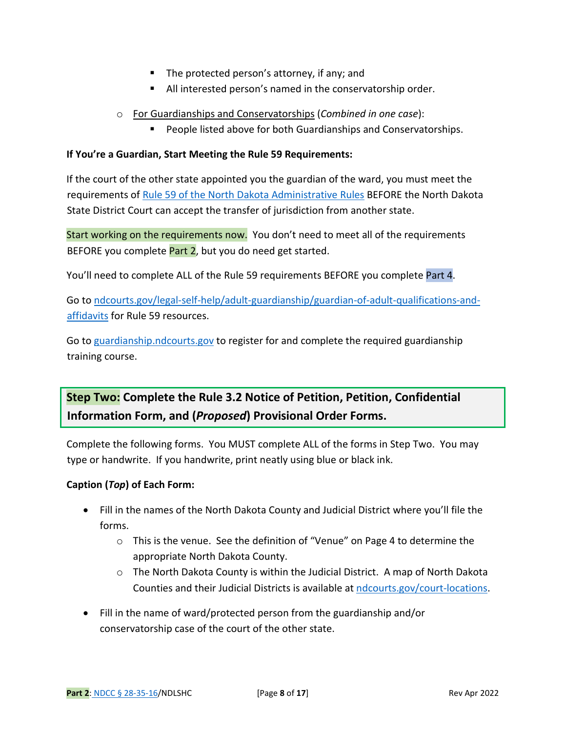- The protected person's attorney, if any; and
    - All interested person's named in the conservatorship order.
  - For Guardianships and Conservatorships (*Combined in one case*):
    - People listed above for both Guardianships and Conservatorships.

**If You're a Guardian, Start Meeting the Rule 59 Requirements:**

If the court of the other state appointed you the guardian of the ward, you must meet the requirements of Rule 59 of the North Dakota Administrative Rules BEFORE the North Dakota State District Court can accept the transfer of jurisdiction from another state.

Start working on the requirements now. You don't need to meet all of the requirements BEFORE you complete Part 2, but you do need get started.

You'll need to complete ALL of the Rule 59 requirements BEFORE you complete Part 4.

Go to ndcourts.gov/legal-self-help/adult-guardianship/guardian-of-adult-qualifications-and-affidavits for Rule 59 resources.

Go to guardianship.ndcourts.gov to register for and complete the required guardianship training course.

## Step Two: Complete the Rule 3.2 Notice of Petition, Petition, Confidential Information Form, and (*Proposed*) Provisional Order Forms.

Complete the following forms. You MUST complete ALL of the forms in Step Two. You may type or handwrite. If you handwrite, print neatly using blue or black ink.

**Caption (*Top*) of Each Form:**

- Fill in the names of the North Dakota County and Judicial District where you'll file the forms.
  - This is the venue. See the definition of "Venue" on Page 4 to determine the appropriate North Dakota County.
  - The North Dakota County is within the Judicial District. A map of North Dakota Counties and their Judicial Districts is available at ndcourts.gov/court-locations.
- Fill in the name of ward/protected person from the guardianship and/or conservatorship case of the court of the other state.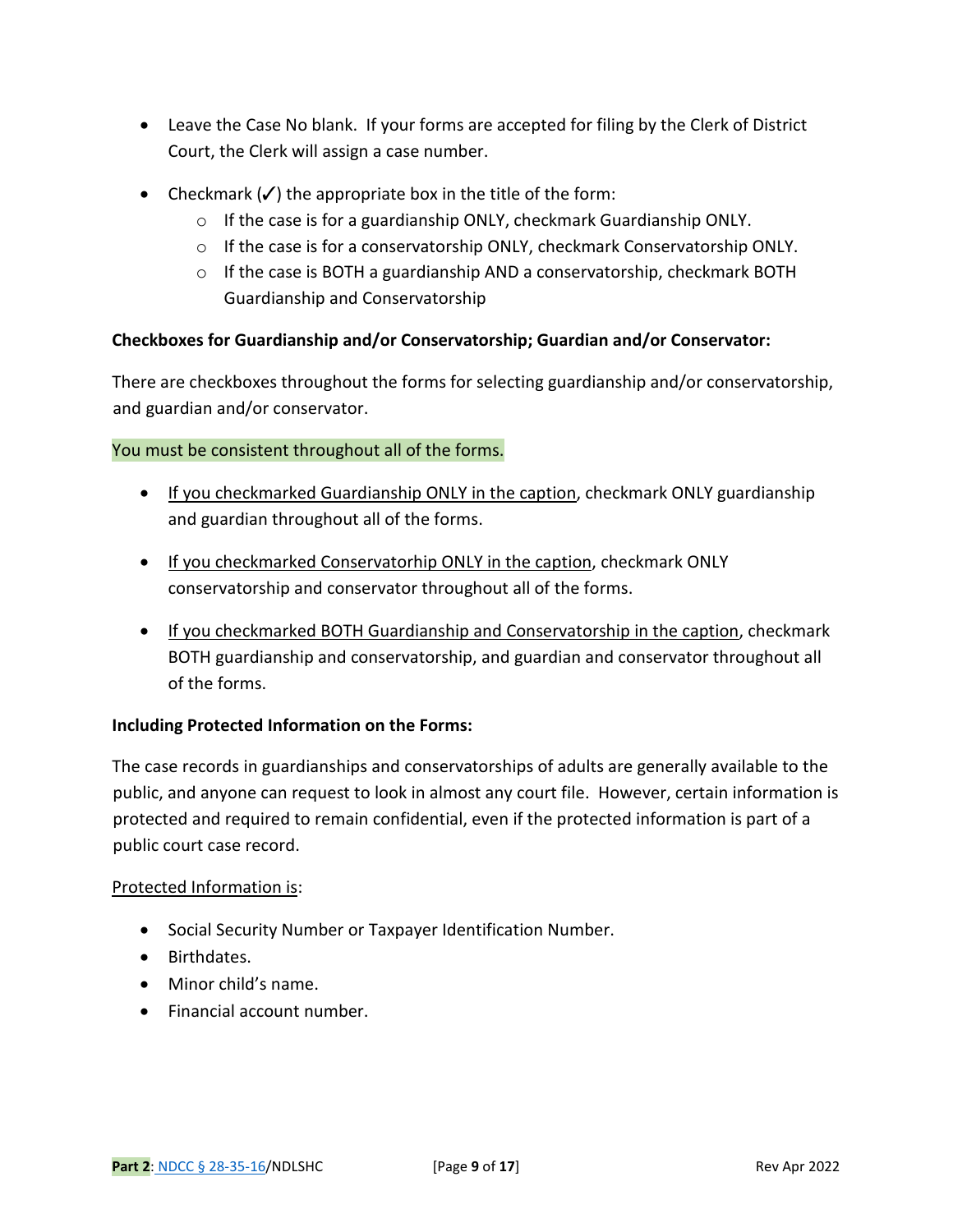- Leave the Case No blank. If your forms are accepted for filing by the Clerk of District Court, the Clerk will assign a case number.

- Checkmark (✓) the appropriate box in the title of the form:
  - If the case is for a guardianship ONLY, checkmark Guardianship ONLY.
  - If the case is for a conservatorship ONLY, checkmark Conservatorship ONLY.
  - If the case is BOTH a guardianship AND a conservatorship, checkmark BOTH Guardianship and Conservatorship

**Checkboxes for Guardianship and/or Conservatorship; Guardian and/or Conservator:**

There are checkboxes throughout the forms for selecting guardianship and/or conservatorship, and guardian and/or conservator.

You must be consistent throughout all of the forms.

- <u>If you checkmarked Guardianship ONLY in the caption</u>, checkmark ONLY guardianship and guardian throughout all of the forms.

- <u>If you checkmarked Conservatorhip ONLY in the caption</u>, checkmark ONLY conservatorship and conservator throughout all of the forms.

- <u>If you checkmarked BOTH Guardianship and Conservatorship in the caption</u>, checkmark BOTH guardianship and conservatorship, and guardian and conservator throughout all of the forms.

**Including Protected Information on the Forms:**

The case records in guardianships and conservatorships of adults are generally available to the public, and anyone can request to look in almost any court file. However, certain information is protected and required to remain confidential, even if the protected information is part of a public court case record.

<u>Protected Information is</u>:

- Social Security Number or Taxpayer Identification Number.
- Birthdates.
- Minor child's name.
- Financial account number.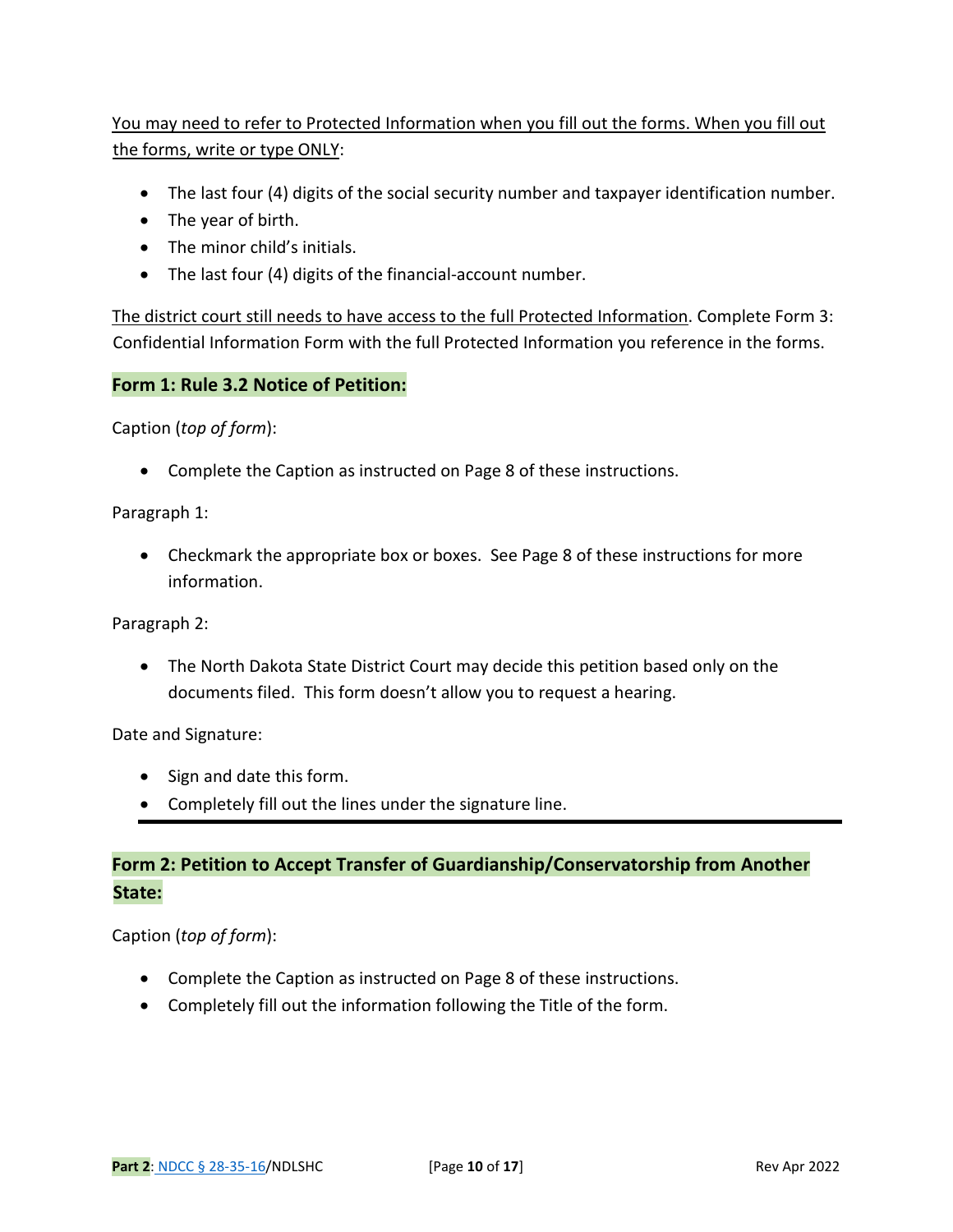You may need to refer to Protected Information when you fill out the forms. When you fill out the forms, write or type ONLY:

- The last four (4) digits of the social security number and taxpayer identification number.
- The year of birth.
- The minor child's initials.
- The last four (4) digits of the financial-account number.

The district court still needs to have access to the full Protected Information. Complete Form 3: Confidential Information Form with the full Protected Information you reference in the forms.

## Form 1: Rule 3.2 Notice of Petition:

Caption (*top of form*):

- Complete the Caption as instructed on Page 8 of these instructions.

Paragraph 1:

- Checkmark the appropriate box or boxes. See Page 8 of these instructions for more information.

Paragraph 2:

- The North Dakota State District Court may decide this petition based only on the documents filed. This form doesn't allow you to request a hearing.

Date and Signature:

- Sign and date this form.
- Completely fill out the lines under the signature line.

---

## Form 2: Petition to Accept Transfer of Guardianship/Conservatorship from Another State:

Caption (*top of form*):

- Complete the Caption as instructed on Page 8 of these instructions.
- Completely fill out the information following the Title of the form.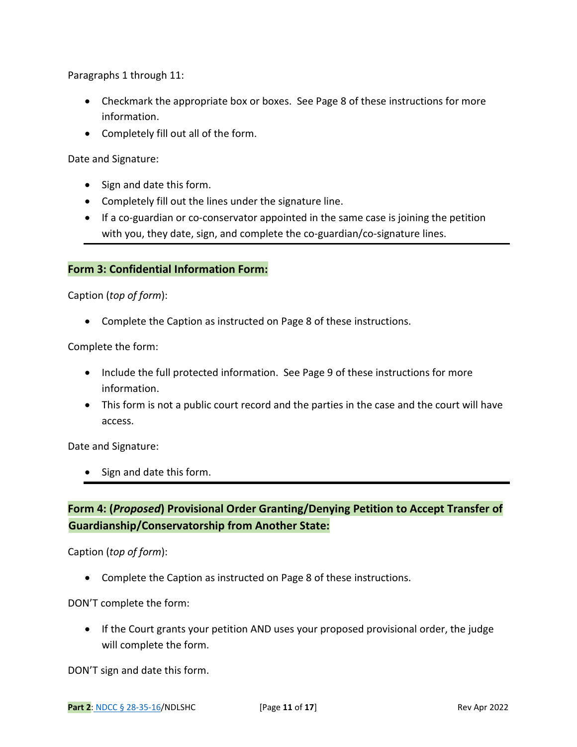Paragraphs 1 through 11:

- Checkmark the appropriate box or boxes. See Page 8 of these instructions for more information.
- Completely fill out all of the form.

Date and Signature:

- Sign and date this form.
- Completely fill out the lines under the signature line.
- If a co-guardian or co-conservator appointed in the same case is joining the petition with you, they date, sign, and complete the co-guardian/co-signature lines.

---

**Form 3: Confidential Information Form:**

Caption (*top of form*):

- Complete the Caption as instructed on Page 8 of these instructions.

Complete the form:

- Include the full protected information. See Page 9 of these instructions for more information.
- This form is not a public court record and the parties in the case and the court will have access.

Date and Signature:

- Sign and date this form.

---

**Form 4: (*Proposed*) Provisional Order Granting/Denying Petition to Accept Transfer of Guardianship/Conservatorship from Another State:**

Caption (*top of form*):

- Complete the Caption as instructed on Page 8 of these instructions.

DON'T complete the form:

- If the Court grants your petition AND uses your proposed provisional order, the judge will complete the form.

DON'T sign and date this form.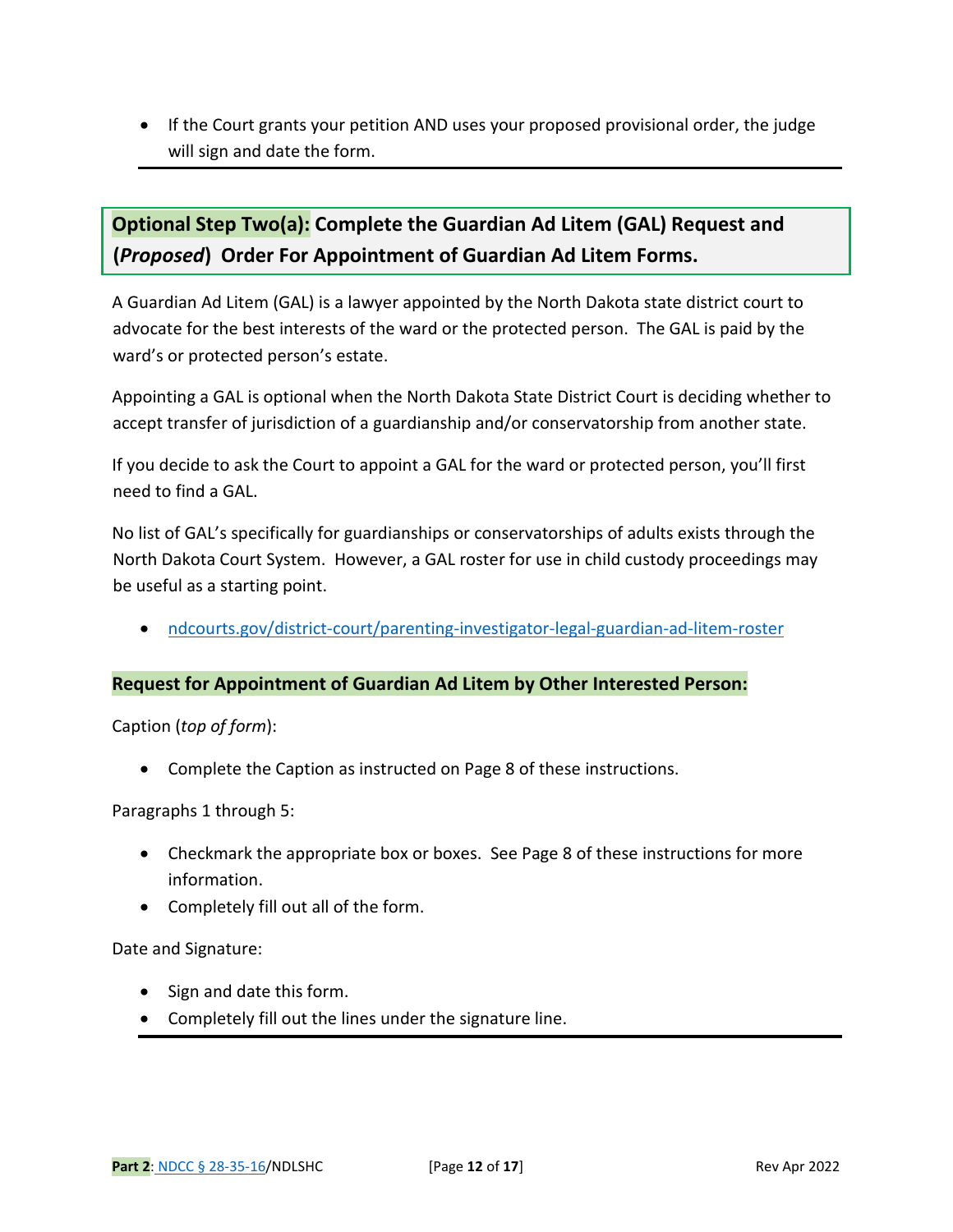- If the Court grants your petition AND uses your proposed provisional order, the judge will sign and date the form.

## Optional Step Two(a): Complete the Guardian Ad Litem (GAL) Request and (*Proposed*) Order For Appointment of Guardian Ad Litem Forms.

A Guardian Ad Litem (GAL) is a lawyer appointed by the North Dakota state district court to advocate for the best interests of the ward or the protected person. The GAL is paid by the ward's or protected person's estate.

Appointing a GAL is optional when the North Dakota State District Court is deciding whether to accept transfer of jurisdiction of a guardianship and/or conservatorship from another state.

If you decide to ask the Court to appoint a GAL for the ward or protected person, you'll first need to find a GAL.

No list of GAL's specifically for guardianships or conservatorships of adults exists through the North Dakota Court System. However, a GAL roster for use in child custody proceedings may be useful as a starting point.

- ndcourts.gov/district-court/parenting-investigator-legal-guardian-ad-litem-roster

### Request for Appointment of Guardian Ad Litem by Other Interested Person:

Caption (*top of form*):

- Complete the Caption as instructed on Page 8 of these instructions.

Paragraphs 1 through 5:

- Checkmark the appropriate box or boxes. See Page 8 of these instructions for more information.
- Completely fill out all of the form.

Date and Signature:

- Sign and date this form.
- Completely fill out the lines under the signature line.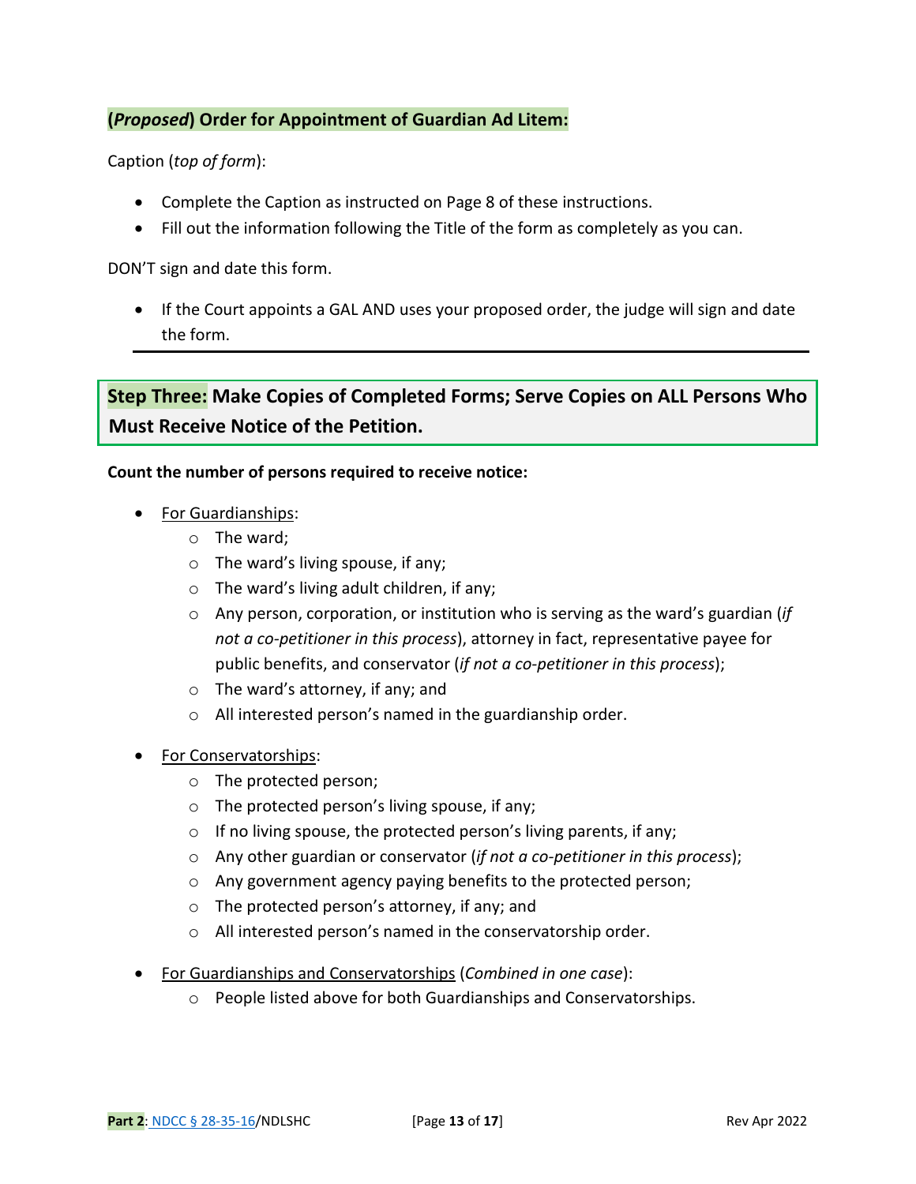**(*Proposed*) Order for Appointment of Guardian Ad Litem:**

Caption (*top of form*):

- Complete the Caption as instructed on Page 8 of these instructions.
- Fill out the information following the Title of the form as completely as you can.

DON'T sign and date this form.

- If the Court appoints a GAL AND uses your proposed order, the judge will sign and date the form.

---

## Step Three: Make Copies of Completed Forms; Serve Copies on ALL Persons Who Must Receive Notice of the Petition.

**Count the number of persons required to receive notice:**

- For Guardianships:
  - The ward;
  - The ward's living spouse, if any;
  - The ward's living adult children, if any;
  - Any person, corporation, or institution who is serving as the ward's guardian (*if not a co-petitioner in this process*), attorney in fact, representative payee for public benefits, and conservator (*if not a co-petitioner in this process*);
  - The ward's attorney, if any; and
  - All interested person's named in the guardianship order.

- For Conservatorships:
  - The protected person;
  - The protected person's living spouse, if any;
  - If no living spouse, the protected person's living parents, if any;
  - Any other guardian or conservator (*if not a co-petitioner in this process*);
  - Any government agency paying benefits to the protected person;
  - The protected person's attorney, if any; and
  - All interested person's named in the conservatorship order.

- For Guardianships and Conservatorships (*Combined in one case*):
  - People listed above for both Guardianships and Conservatorships.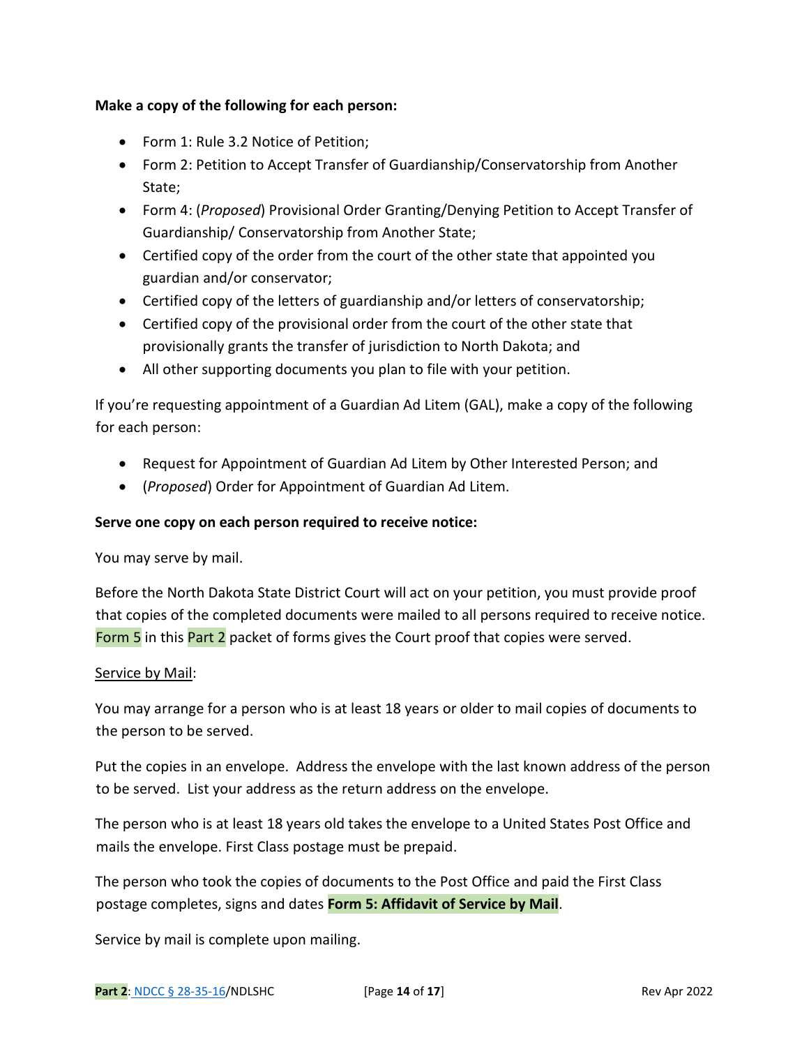**Make a copy of the following for each person:**

- Form 1: Rule 3.2 Notice of Petition;
- Form 2: Petition to Accept Transfer of Guardianship/Conservatorship from Another State;
- Form 4: (*Proposed*) Provisional Order Granting/Denying Petition to Accept Transfer of Guardianship/ Conservatorship from Another State;
- Certified copy of the order from the court of the other state that appointed you guardian and/or conservator;
- Certified copy of the letters of guardianship and/or letters of conservatorship;
- Certified copy of the provisional order from the court of the other state that provisionally grants the transfer of jurisdiction to North Dakota; and
- All other supporting documents you plan to file with your petition.

If you're requesting appointment of a Guardian Ad Litem (GAL), make a copy of the following for each person:

- Request for Appointment of Guardian Ad Litem by Other Interested Person; and
- (*Proposed*) Order for Appointment of Guardian Ad Litem.

**Serve one copy on each person required to receive notice:**

You may serve by mail.

Before the North Dakota State District Court will act on your petition, you must provide proof that copies of the completed documents were mailed to all persons required to receive notice. Form 5 in this Part 2 packet of forms gives the Court proof that copies were served.

Service by Mail:

You may arrange for a person who is at least 18 years or older to mail copies of documents to the person to be served.

Put the copies in an envelope. Address the envelope with the last known address of the person to be served. List your address as the return address on the envelope.

The person who is at least 18 years old takes the envelope to a United States Post Office and mails the envelope. First Class postage must be prepaid.

The person who took the copies of documents to the Post Office and paid the First Class postage completes, signs and dates **Form 5: Affidavit of Service by Mail**.

Service by mail is complete upon mailing.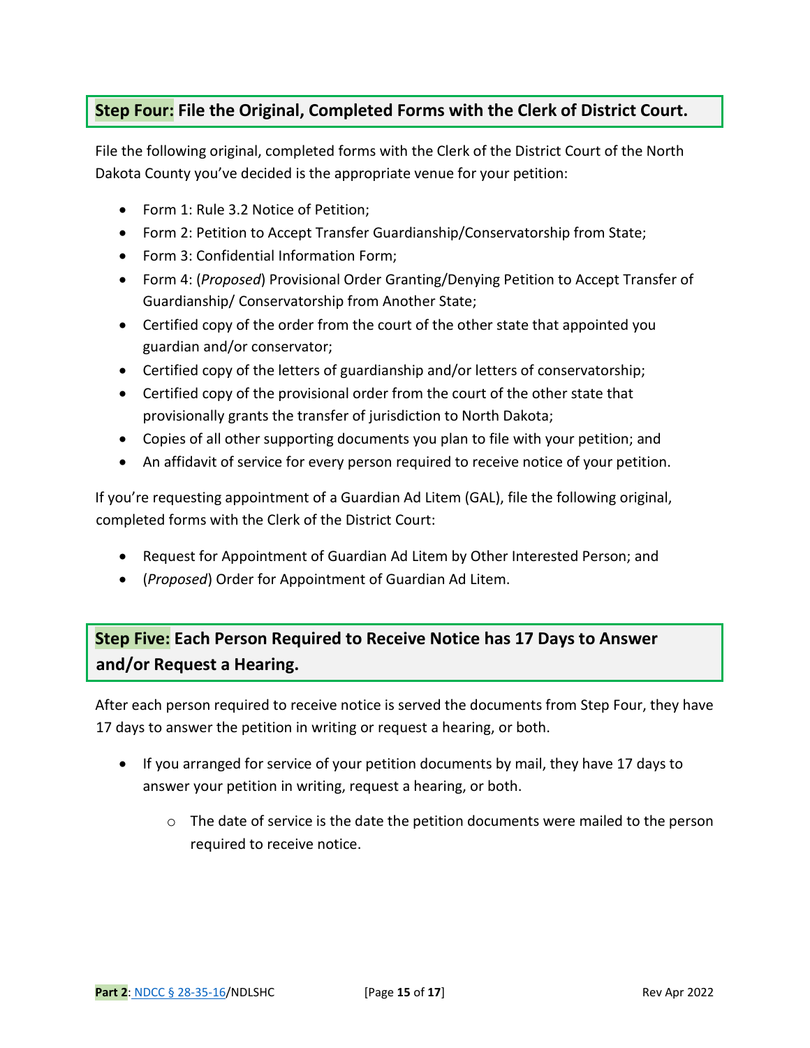## **Step Four:** File the Original, Completed Forms with the Clerk of District Court.

File the following original, completed forms with the Clerk of the District Court of the North Dakota County you've decided is the appropriate venue for your petition:

- Form 1: Rule 3.2 Notice of Petition;
- Form 2: Petition to Accept Transfer Guardianship/Conservatorship from State;
- Form 3: Confidential Information Form;
- Form 4: (*Proposed*) Provisional Order Granting/Denying Petition to Accept Transfer of Guardianship/ Conservatorship from Another State;
- Certified copy of the order from the court of the other state that appointed you guardian and/or conservator;
- Certified copy of the letters of guardianship and/or letters of conservatorship;
- Certified copy of the provisional order from the court of the other state that provisionally grants the transfer of jurisdiction to North Dakota;
- Copies of all other supporting documents you plan to file with your petition; and
- An affidavit of service for every person required to receive notice of your petition.

If you're requesting appointment of a Guardian Ad Litem (GAL), file the following original, completed forms with the Clerk of the District Court:

- Request for Appointment of Guardian Ad Litem by Other Interested Person; and
- (*Proposed*) Order for Appointment of Guardian Ad Litem.

## **Step Five:** Each Person Required to Receive Notice has 17 Days to Answer and/or Request a Hearing.

After each person required to receive notice is served the documents from Step Four, they have 17 days to answer the petition in writing or request a hearing, or both.

- If you arranged for service of your petition documents by mail, they have 17 days to answer your petition in writing, request a hearing, or both.
  - The date of service is the date the petition documents were mailed to the person required to receive notice.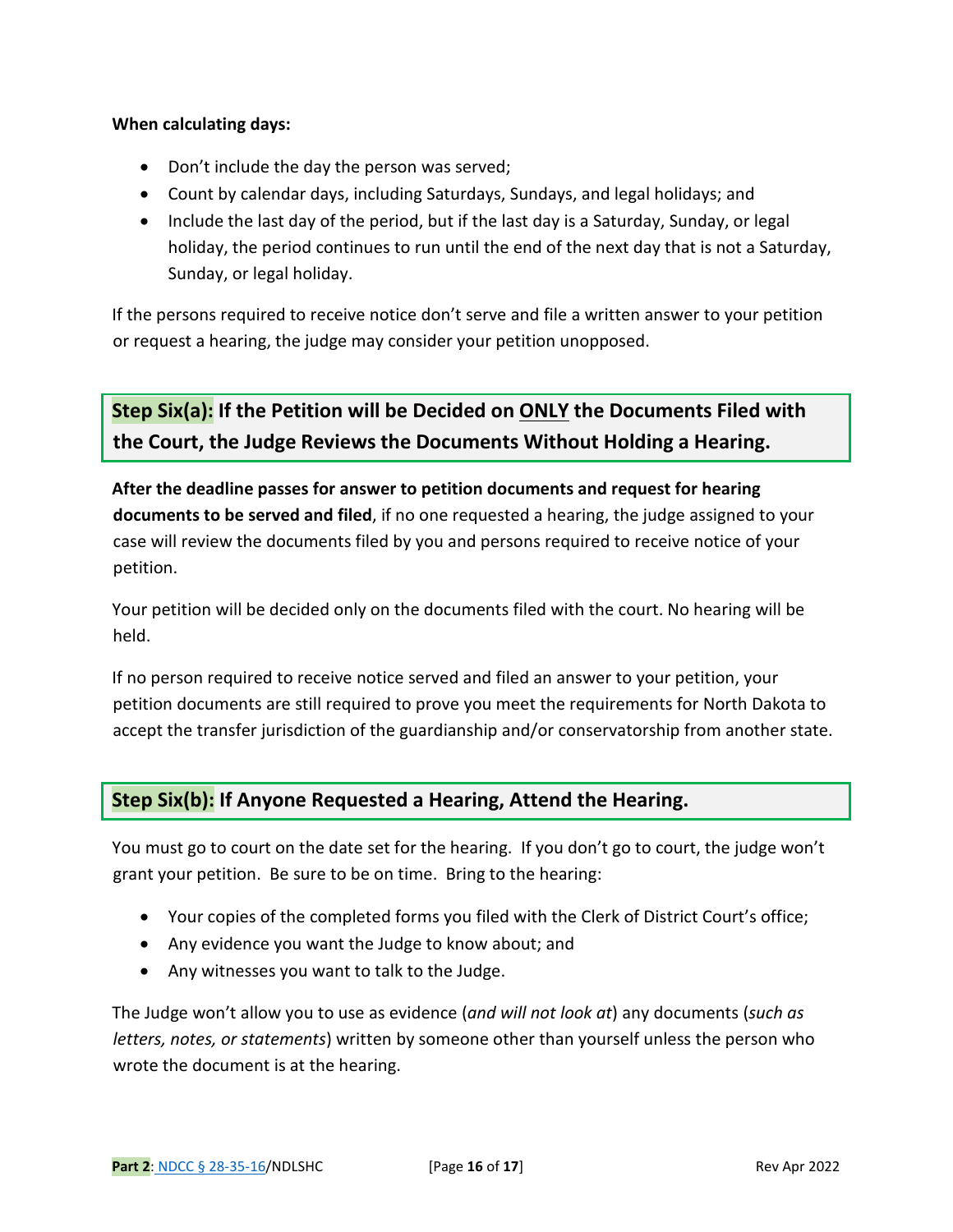**When calculating days:**

- Don't include the day the person was served;
- Count by calendar days, including Saturdays, Sundays, and legal holidays; and
- Include the last day of the period, but if the last day is a Saturday, Sunday, or legal holiday, the period continues to run until the end of the next day that is not a Saturday, Sunday, or legal holiday.

If the persons required to receive notice don't serve and file a written answer to your petition or request a hearing, the judge may consider your petition unopposed.

## Step Six(a): If the Petition will be Decided on ONLY the Documents Filed with the Court, the Judge Reviews the Documents Without Holding a Hearing.

**After the deadline passes for answer to petition documents and request for hearing documents to be served and filed**, if no one requested a hearing, the judge assigned to your case will review the documents filed by you and persons required to receive notice of your petition.

Your petition will be decided only on the documents filed with the court. No hearing will be held.

If no person required to receive notice served and filed an answer to your petition, your petition documents are still required to prove you meet the requirements for North Dakota to accept the transfer jurisdiction of the guardianship and/or conservatorship from another state.

## Step Six(b): If Anyone Requested a Hearing, Attend the Hearing.

You must go to court on the date set for the hearing. If you don't go to court, the judge won't grant your petition. Be sure to be on time. Bring to the hearing:

- Your copies of the completed forms you filed with the Clerk of District Court's office;
- Any evidence you want the Judge to know about; and
- Any witnesses you want to talk to the Judge.

The Judge won't allow you to use as evidence (*and will not look at*) any documents (*such as letters, notes, or statements*) written by someone other than yourself unless the person who wrote the document is at the hearing.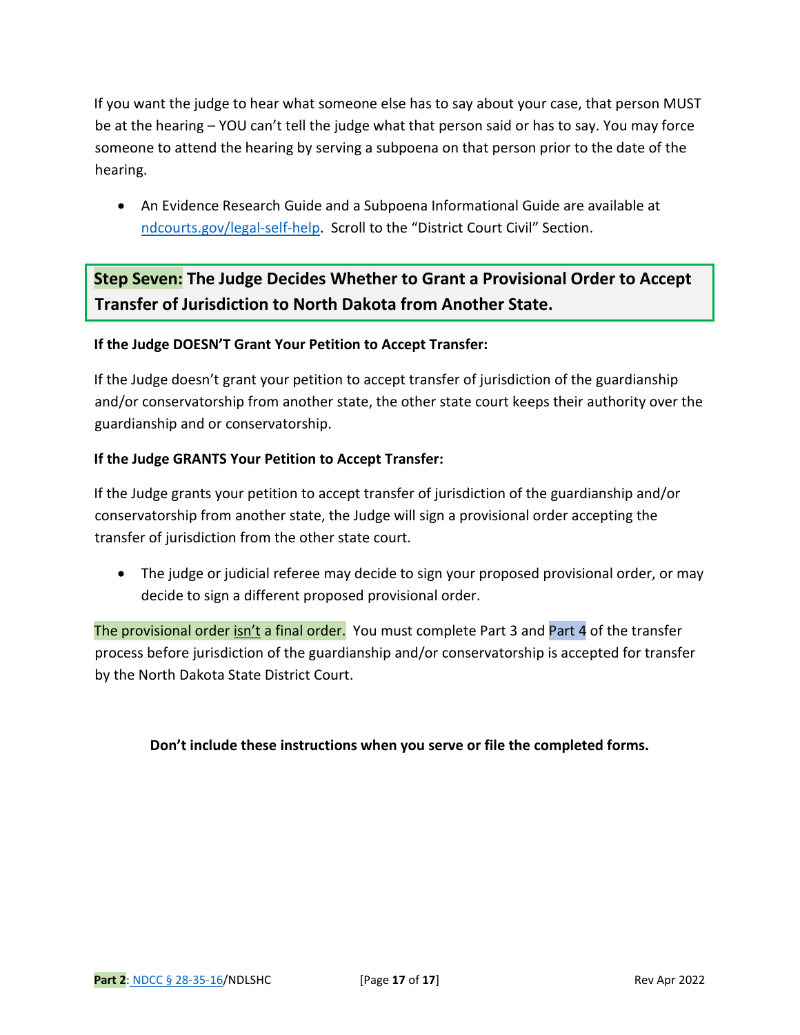If you want the judge to hear what someone else has to say about your case, that person MUST be at the hearing – YOU can't tell the judge what that person said or has to say. You may force someone to attend the hearing by serving a subpoena on that person prior to the date of the hearing.

- An Evidence Research Guide and a Subpoena Informational Guide are available at [ndcourts.gov/legal-self-help](ndcourts.gov/legal-self-help). Scroll to the "District Court Civil" Section.

## Step Seven: The Judge Decides Whether to Grant a Provisional Order to Accept Transfer of Jurisdiction to North Dakota from Another State.

**If the Judge DOESN'T Grant Your Petition to Accept Transfer:**

If the Judge doesn't grant your petition to accept transfer of jurisdiction of the guardianship and/or conservatorship from another state, the other state court keeps their authority over the guardianship and or conservatorship.

**If the Judge GRANTS Your Petition to Accept Transfer:**

If the Judge grants your petition to accept transfer of jurisdiction of the guardianship and/or conservatorship from another state, the Judge will sign a provisional order accepting the transfer of jurisdiction from the other state court.

- The judge or judicial referee may decide to sign your proposed provisional order, or may decide to sign a different proposed provisional order.

The provisional order isn't a final order. You must complete Part 3 and Part 4 of the transfer process before jurisdiction of the guardianship and/or conservatorship is accepted for transfer by the North Dakota State District Court.

**Don't include these instructions when you serve or file the completed forms.**